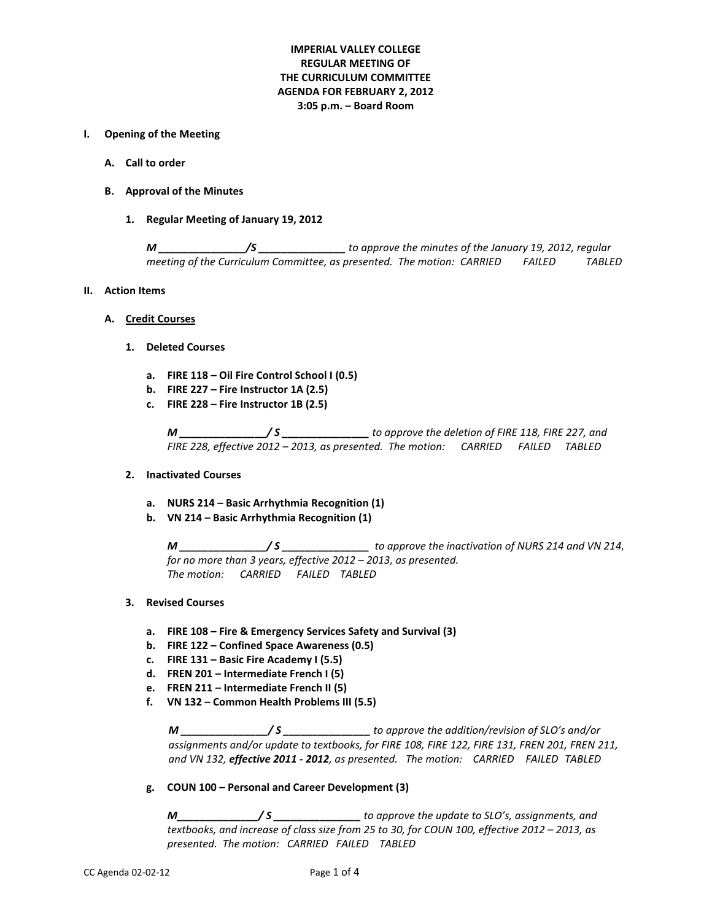**IMPERIAL VALLEY COLLEGE**
**REGULAR MEETING OF**
**THE CURRICULUM COMMITTEE**
**AGENDA FOR FEBRUARY 2, 2012**
**3:05 p.m. – Board Room**

**I. Opening of the Meeting**

**A. Call to order**

**B. Approval of the Minutes**

**1. Regular Meeting of January 19, 2012**

***M _______________/S _______________*** *to approve the minutes of the January 19, 2012, regular meeting of the Curriculum Committee, as presented. The motion: CARRIED FAILED TABLED*

**II. Action Items**

**A. <u>Credit Courses</u>**

**1. Deleted Courses**

**a. FIRE 118 – Oil Fire Control School I (0.5)**
**b. FIRE 227 – Fire Instructor 1A (2.5)**
**c. FIRE 228 – Fire Instructor 1B (2.5)**

***M _______________/ S _______________*** *to approve the deletion of FIRE 118, FIRE 227, and FIRE 228, effective 2012 – 2013, as presented. The motion: CARRIED FAILED TABLED*

**2. Inactivated Courses**

**a. NURS 214 – Basic Arrhythmia Recognition (1)**
**b. VN 214 – Basic Arrhythmia Recognition (1)**

***M _______________/ S _______________*** *to approve the inactivation of NURS 214 and VN 214, for no more than 3 years, effective 2012 – 2013, as presented.*
*The motion: CARRIED FAILED TABLED*

**3. Revised Courses**

**a. FIRE 108 – Fire & Emergency Services Safety and Survival (3)**
**b. FIRE 122 – Confined Space Awareness (0.5)**
**c. FIRE 131 – Basic Fire Academy I (5.5)**
**d. FREN 201 – Intermediate French I (5)**
**e. FREN 211 – Intermediate French II (5)**
**f. VN 132 – Common Health Problems III (5.5)**

***M _______________/ S _______________*** *to approve the addition/revision of SLO's and/or assignments and/or update to textbooks, for FIRE 108, FIRE 122, FIRE 131, FREN 201, FREN 211, and VN 132,* ***effective 2011 - 2012****, as presented. The motion: CARRIED FAILED TABLED*

**g. COUN 100 – Personal and Career Development (3)**

***M______________/ S _______________*** *to approve the update to SLO's, assignments, and textbooks, and increase of class size from 25 to 30, for COUN 100, effective 2012 – 2013, as presented. The motion: CARRIED FAILED TABLED*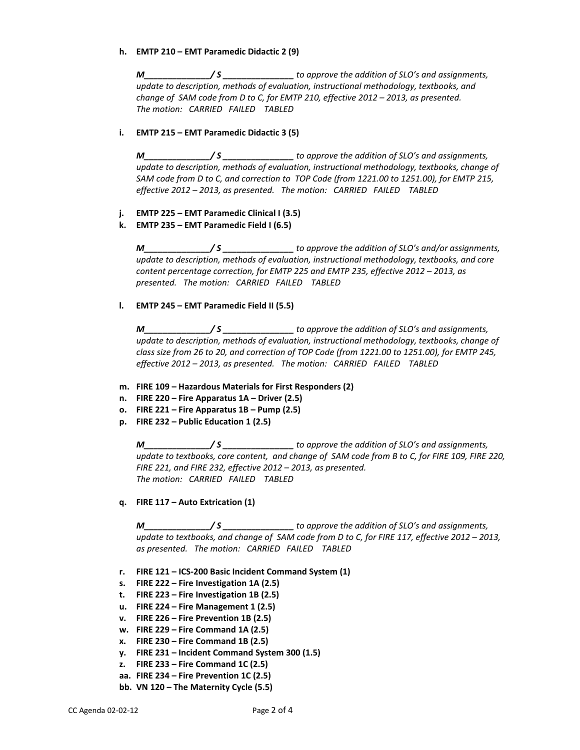**h. EMTP 210 – EMT Paramedic Didactic 2 (9)**

***M______________/ S _______________** to approve the addition of SLO's and assignments, update to description, methods of evaluation, instructional methodology, textbooks, and change of SAM code from D to C, for EMTP 210, effective 2012 – 2013, as presented. The motion: CARRIED FAILED TABLED*

**i. EMTP 215 – EMT Paramedic Didactic 3 (5)**

***M______________/ S _______________** to approve the addition of SLO's and assignments, update to description, methods of evaluation, instructional methodology, textbooks, change of SAM code from D to C, and correction to TOP Code (from 1221.00 to 1251.00), for EMTP 215, effective 2012 – 2013, as presented. The motion: CARRIED FAILED TABLED*

**j. EMTP 225 – EMT Paramedic Clinical I (3.5)**
**k. EMTP 235 – EMT Paramedic Field I (6.5)**

***M______________/ S _______________** to approve the addition of SLO's and/or assignments, update to description, methods of evaluation, instructional methodology, textbooks, and core content percentage correction, for EMTP 225 and EMTP 235, effective 2012 – 2013, as presented. The motion: CARRIED FAILED TABLED*

**l. EMTP 245 – EMT Paramedic Field II (5.5)**

***M______________/ S _______________** to approve the addition of SLO's and assignments, update to description, methods of evaluation, instructional methodology, textbooks, change of class size from 26 to 20, and correction of TOP Code (from 1221.00 to 1251.00), for EMTP 245, effective 2012 – 2013, as presented. The motion: CARRIED FAILED TABLED*

**m. FIRE 109 – Hazardous Materials for First Responders (2)**
**n. FIRE 220 – Fire Apparatus 1A – Driver (2.5)**
**o. FIRE 221 – Fire Apparatus 1B – Pump (2.5)**
**p. FIRE 232 – Public Education 1 (2.5)**

***M______________/ S _______________** to approve the addition of SLO's and assignments, update to textbooks, core content, and change of SAM code from B to C, for FIRE 109, FIRE 220, FIRE 221, and FIRE 232, effective 2012 – 2013, as presented. The motion: CARRIED FAILED TABLED*

**q. FIRE 117 – Auto Extrication (1)**

***M______________/ S _______________** to approve the addition of SLO's and assignments, update to textbooks, and change of SAM code from D to C, for FIRE 117, effective 2012 – 2013, as presented. The motion: CARRIED FAILED TABLED*

**r. FIRE 121 – ICS-200 Basic Incident Command System (1)**
**s. FIRE 222 – Fire Investigation 1A (2.5)**
**t. FIRE 223 – Fire Investigation 1B (2.5)**
**u. FIRE 224 – Fire Management 1 (2.5)**
**v. FIRE 226 – Fire Prevention 1B (2.5)**
**w. FIRE 229 – Fire Command 1A (2.5)**
**x. FIRE 230 – Fire Command 1B (2.5)**
**y. FIRE 231 – Incident Command System 300 (1.5)**
**z. FIRE 233 – Fire Command 1C (2.5)**
**aa. FIRE 234 – Fire Prevention 1C (2.5)**
**bb. VN 120 – The Maternity Cycle (5.5)**

CC Agenda 02-02-12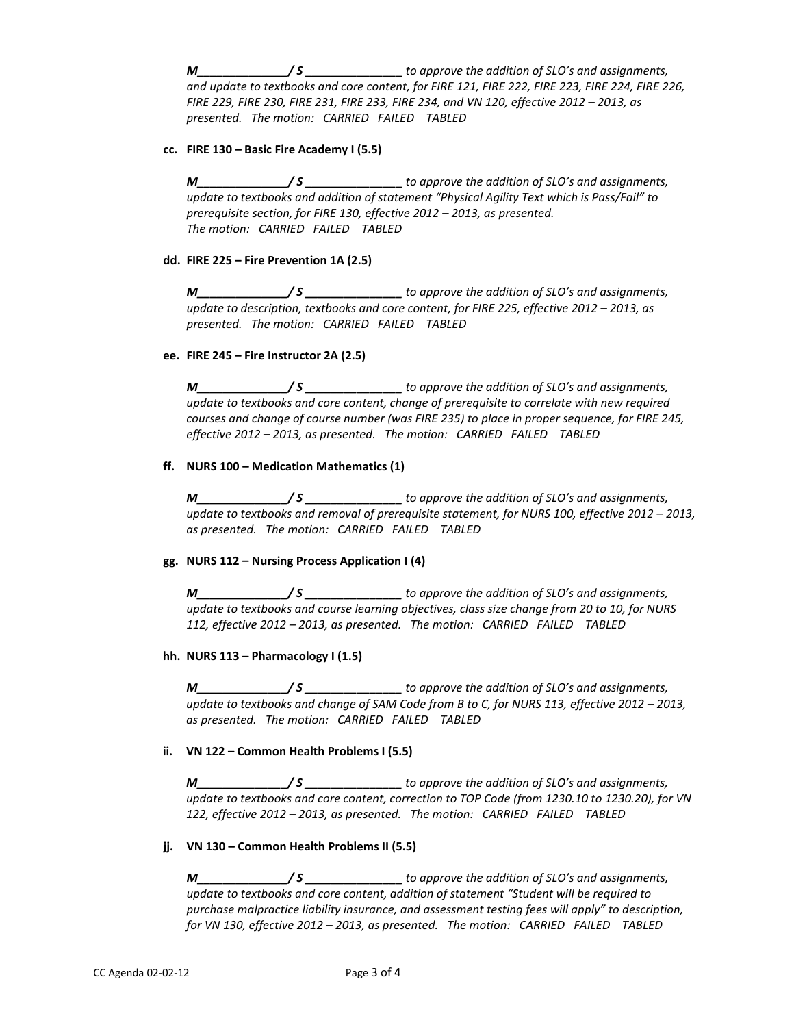***M______________/ S _______________*** *to approve the addition of SLO's and assignments, and update to textbooks and core content, for FIRE 121, FIRE 222, FIRE 223, FIRE 224, FIRE 226, FIRE 229, FIRE 230, FIRE 231, FIRE 233, FIRE 234, and VN 120, effective 2012 – 2013, as presented. The motion: CARRIED FAILED TABLED*

**cc. FIRE 130 – Basic Fire Academy I (5.5)**

***M______________/ S _______________*** *to approve the addition of SLO's and assignments, update to textbooks and addition of statement "Physical Agility Text which is Pass/Fail" to prerequisite section, for FIRE 130, effective 2012 – 2013, as presented.*
*The motion: CARRIED FAILED TABLED*

**dd. FIRE 225 – Fire Prevention 1A (2.5)**

***M______________/ S _______________*** *to approve the addition of SLO's and assignments, update to description, textbooks and core content, for FIRE 225, effective 2012 – 2013, as presented. The motion: CARRIED FAILED TABLED*

**ee. FIRE 245 – Fire Instructor 2A (2.5)**

***M______________/ S _______________*** *to approve the addition of SLO's and assignments, update to textbooks and core content, change of prerequisite to correlate with new required courses and change of course number (was FIRE 235) to place in proper sequence, for FIRE 245, effective 2012 – 2013, as presented. The motion: CARRIED FAILED TABLED*

**ff. NURS 100 – Medication Mathematics (1)**

***M______________/ S _______________*** *to approve the addition of SLO's and assignments, update to textbooks and removal of prerequisite statement, for NURS 100, effective 2012 – 2013, as presented. The motion: CARRIED FAILED TABLED*

**gg. NURS 112 – Nursing Process Application I (4)**

***M______________/ S _______________*** *to approve the addition of SLO's and assignments, update to textbooks and course learning objectives, class size change from 20 to 10, for NURS 112, effective 2012 – 2013, as presented. The motion: CARRIED FAILED TABLED*

**hh. NURS 113 – Pharmacology I (1.5)**

***M______________/ S _______________*** *to approve the addition of SLO's and assignments, update to textbooks and change of SAM Code from B to C, for NURS 113, effective 2012 – 2013, as presented. The motion: CARRIED FAILED TABLED*

**ii. VN 122 – Common Health Problems I (5.5)**

***M______________/ S _______________*** *to approve the addition of SLO's and assignments, update to textbooks and core content, correction to TOP Code (from 1230.10 to 1230.20), for VN 122, effective 2012 – 2013, as presented. The motion: CARRIED FAILED TABLED*

**jj. VN 130 – Common Health Problems II (5.5)**

***M______________/ S _______________*** *to approve the addition of SLO's and assignments, update to textbooks and core content, addition of statement "Student will be required to purchase malpractice liability insurance, and assessment testing fees will apply" to description, for VN 130, effective 2012 – 2013, as presented. The motion: CARRIED FAILED TABLED*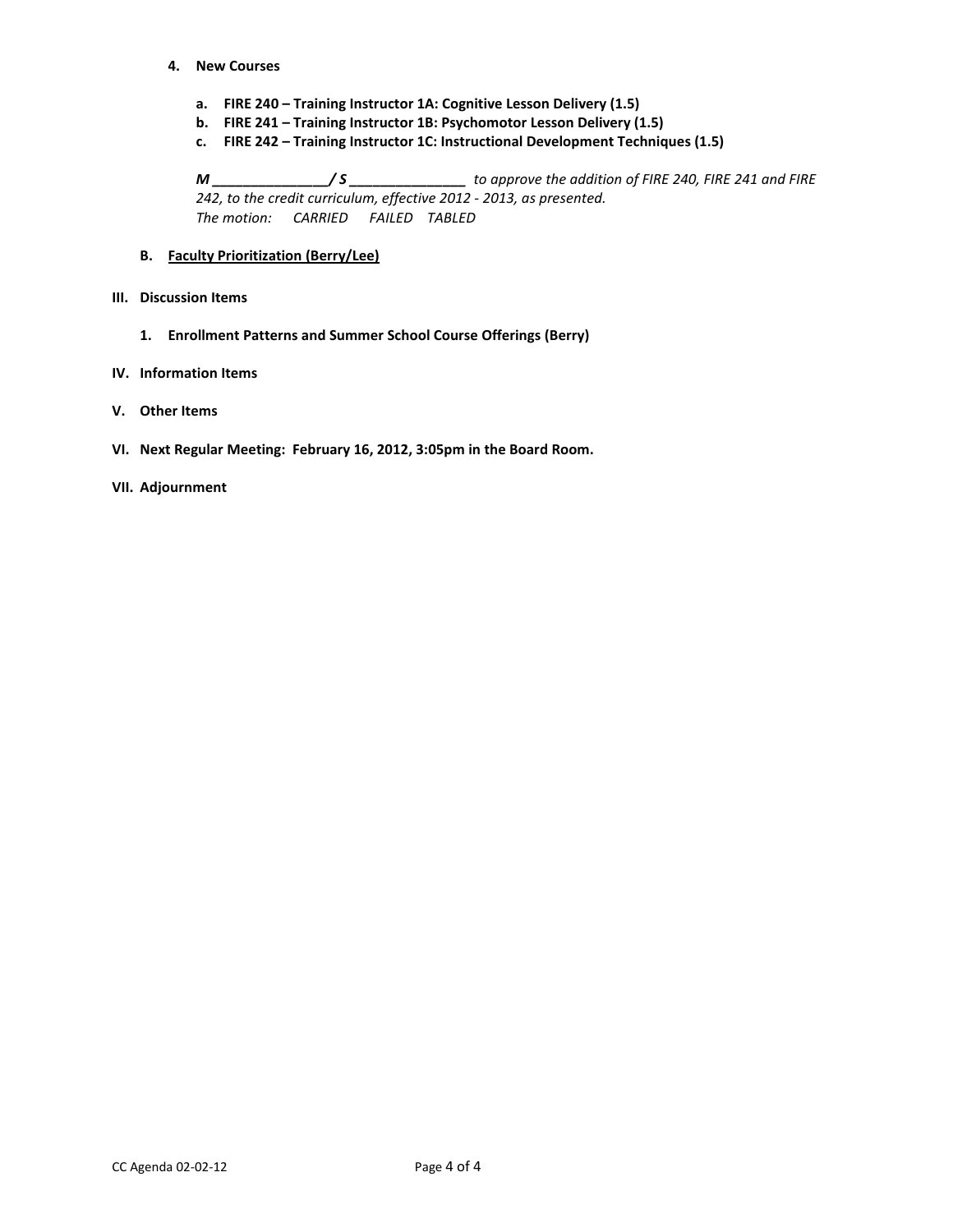4. **New Courses**

   a. **FIRE 240 – Training Instructor 1A: Cognitive Lesson Delivery (1.5)**
   b. **FIRE 241 – Training Instructor 1B: Psychomotor Lesson Delivery (1.5)**
   c. **FIRE 242 – Training Instructor 1C: Instructional Development Techniques (1.5)**

   ***M _______________/ S _______________*** *to approve the addition of FIRE 240, FIRE 241 and FIRE 242, to the credit curriculum, effective 2012 - 2013, as presented.*
   *The motion: CARRIED FAILED TABLED*

**B. Faculty Prioritization (Berry/Lee)**

## III. Discussion Items

1. **Enrollment Patterns and Summer School Course Offerings (Berry)**

## IV. Information Items

## V. Other Items

## VI. Next Regular Meeting: February 16, 2012, 3:05pm in the Board Room.

## VII. Adjournment